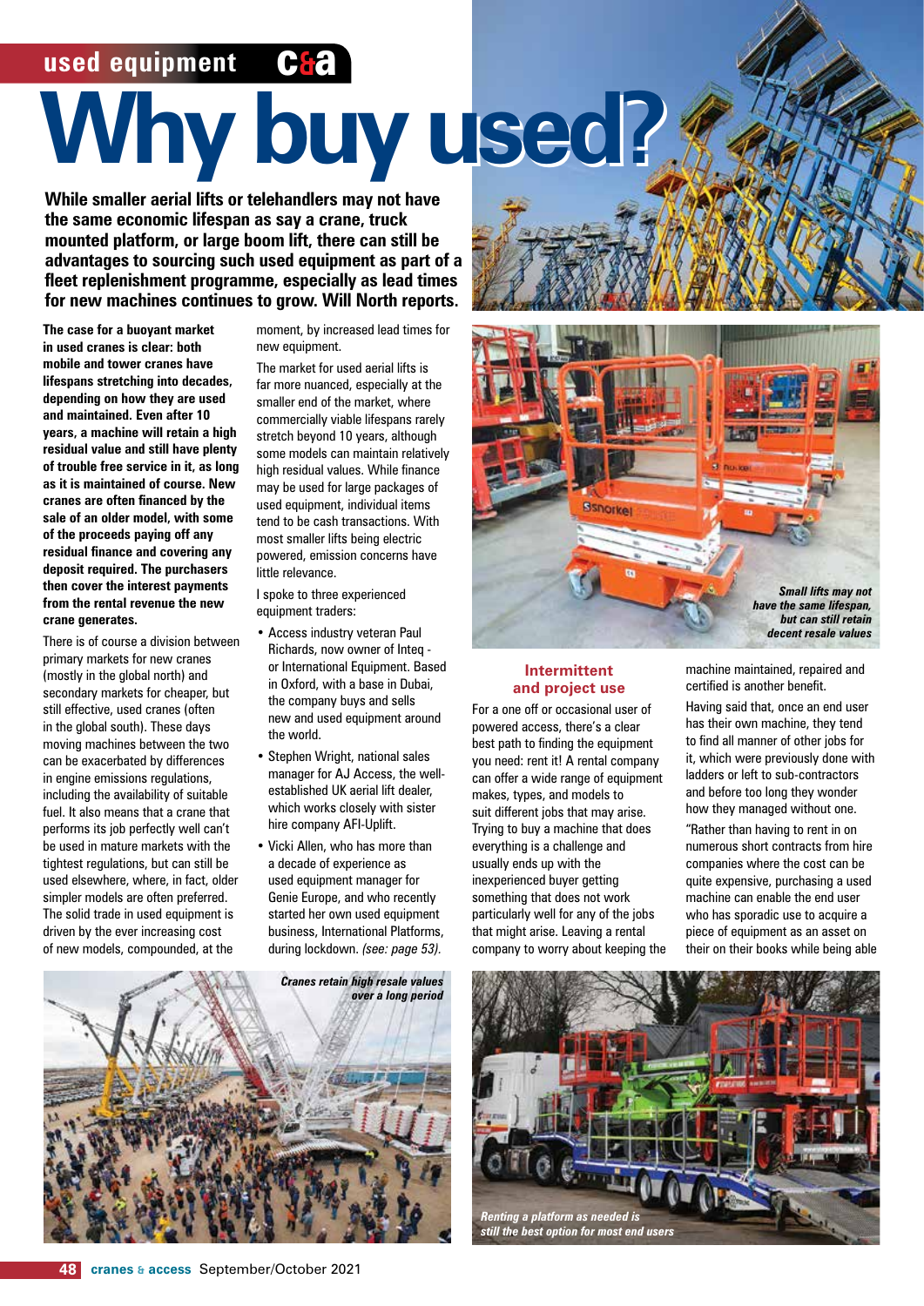# Why buy used?

**While smaller aerial lifts or telehandlers may not have the same economic lifespan as say a crane, truck mounted platform, or large boom lift, there can still be advantages to sourcing such used equipment as part of a fleet replenishment programme, especially as lead times for new machines continues to grow. Will North reports.**

**The case for a buoyant market in used cranes is clear: both mobile and tower cranes have lifespans stretching into decades, depending on how they are used and maintained. Even after 10 years, a machine will retain a high residual value and still have plenty of trouble free service in it, as long as it is maintained of course. New cranes are often financed by the sale of an older model, with some of the proceeds paying off any residual finance and covering any deposit required. The purchasers then cover the interest payments from the rental revenue the new crane generates.**

There is of course a division between primary markets for new cranes (mostly in the global north) and secondary markets for cheaper, but still effective, used cranes (often in the global south). These days moving machines between the two can be exacerbated by differences in engine emissions regulations, including the availability of suitable fuel. It also means that a crane that performs its job perfectly well can't be used in mature markets with the tightest regulations, but can still be used elsewhere, where, in fact, older simpler models are often preferred. The solid trade in used equipment is driven by the ever increasing cost of new models, compounded, at the moment, by increased lead times for new equipment.

The market for used aerial lifts is far more nuanced, especially at the smaller end of the market, where commercially viable lifespans rarely stretch beyond 10 years, although some models can maintain relatively high residual values. While finance may be used for large packages of used equipment, individual items tend to be cash transactions. With most smaller lifts being electric powered, emission concerns have little relevance.

I spoke to three experienced equipment traders:

- Access industry veteran Paul Richards, now owner of Inteq - or International Equipment. Based in Oxford, with a base in Dubai, the company buys and sells new and used equipment around the world.
- Stephen Wright, national sales manager for AJ Access, the well-established UK aerial lift dealer, which works closely with sister hire company AFI-Uplift.
- Vicki Allen, who has more than a decade of experience as used equipment manager for Genie Europe, and who recently started her own used equipment business, International Platforms, during lockdown. *(see: page 53).*

*Small lifts may not have the same lifespan, but can still retain decent resale values*

## Intermittent and project use

For a one off or occasional user of powered access, there's a clear best path to finding the equipment you need: rent it! A rental company can offer a wide range of equipment makes, types, and models to suit different jobs that may arise. Trying to buy a machine that does everything is a challenge and usually ends up with the inexperienced buyer getting something that does not work particularly well for any of the jobs that might arise. Leaving a rental company to worry about keeping the machine maintained, repaired and certified is another benefit.

Having said that, once an end user has their own machine, they tend to find all manner of other jobs for it, which were previously done with ladders or left to sub-contractors and before too long they wonder how they managed without one.

"Rather than having to rent in on numerous short contracts from hire companies where the cost can be quite expensive, purchasing a used machine can enable the end user who has sporadic use to acquire a piece of equipment as an asset on their own books while being able

*Cranes retain high resale values over a long period*

*Renting a platform as needed is still the best option for most end users*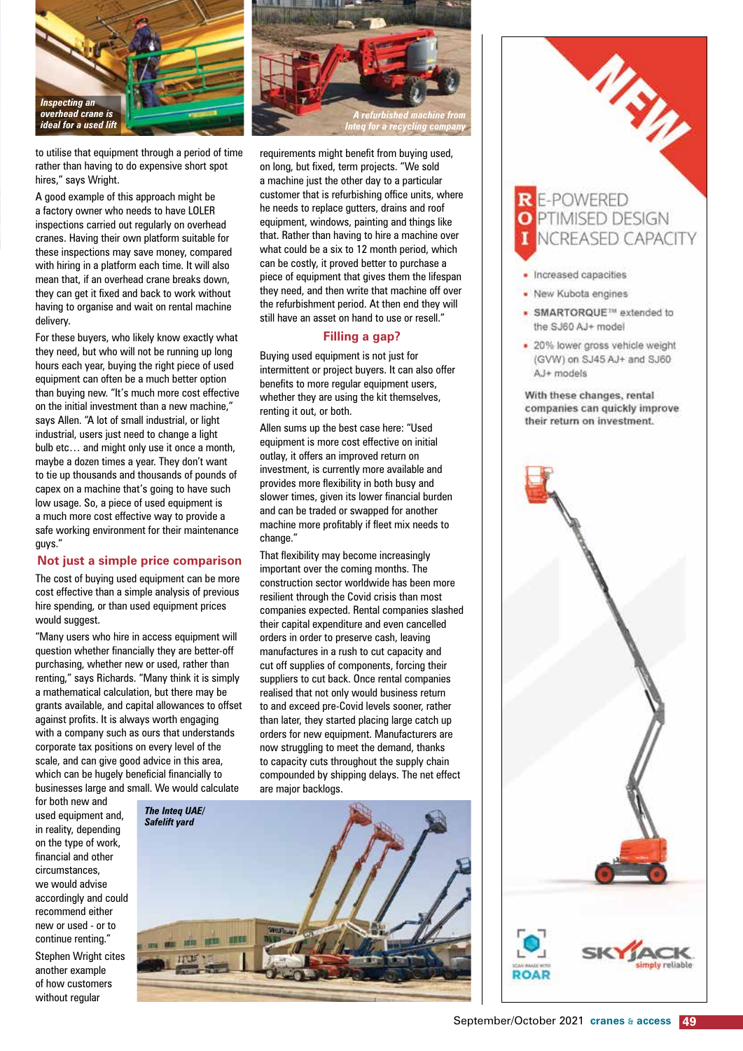*Inspecting an overhead crane is ideal for a used lift*

*A refurbished machine from Inteq for a recycling company*

to utilise that equipment through a period of time rather than having to do expensive short spot hires," says Wright.

A good example of this approach might be a factory owner who needs to have LOLER inspections carried out regularly on overhead cranes. Having their own platform suitable for these inspections may save money, compared with hiring in a platform each time. It will also mean that, if an overhead crane breaks down, they can get it fixed and back to work without having to organise and wait on rental machine delivery.

For these buyers, who likely know exactly what they need, but who will not be running up long hours each year, buying the right piece of used equipment can often be a much better option than buying new. "It's much more cost effective on the initial investment than a new machine," says Allen. "A lot of small industrial, or light industrial, users just need to change a light bulb etc… and might only use it once a month, maybe a dozen times a year. They don't want to tie up thousands and thousands of pounds of capex on a machine that's going to have such low usage. So, a piece of used equipment is a much more cost effective way to provide a safe working environment for their maintenance guys."

## Not just a simple price comparison

The cost of buying used equipment can be more cost effective than a simple analysis of previous hire spending, or than used equipment prices would suggest.

"Many users who hire in access equipment will question whether financially they are better-off purchasing, whether new or used, rather than renting," says Richards. "Many think it is simply a mathematical calculation, but there may be grants available, and capital allowances to offset against profits. It is always worth engaging with a company such as ours that understands corporate tax positions on every level of the scale, and can give good advice in this area, which can be hugely beneficial financially to businesses large and small. We would calculate for both new and used equipment and, in reality, depending on the type of work, financial and other circumstances, we would advise accordingly and could recommend either new or used - or to continue renting."

Stephen Wright cites another example of how customers without regular requirements might benefit from buying used, on long, but fixed, term projects. "We sold a machine just the other day to a particular customer that is refurbishing office units, where he needs to replace gutters, drains and roof equipment, windows, painting and things like that. Rather than having to hire a machine over what could be a six to 12 month period, which can be costly, it proved better to purchase a piece of equipment that gives them the lifespan they need, and then write that machine off over the refurbishment period. At then end they will still have an asset on hand to use or resell."

## Filling a gap?

Buying used equipment is not just for intermittent or project buyers. It can also offer benefits to more regular equipment users, whether they are using the kit themselves, renting it out, or both.

Allen sums up the best case here: "Used equipment is more cost effective on initial outlay, it offers an improved return on investment, is currently more available and provides more flexibility in both busy and slower times, given its lower financial burden and can be traded or swapped for another machine more profitably if fleet mix needs to change."

That flexibility may become increasingly important over the coming months. The construction sector worldwide has been more resilient through the Covid crisis than most companies expected. Rental companies slashed their capital expenditure and even cancelled orders in order to preserve cash, leaving manufactures in a rush to cut capacity and cut off supplies of components, forcing their suppliers to cut back. Once rental companies realised that not only would business return to and exceed pre-Covid levels sooner, rather than later, they started placing large catch up orders for new equipment. Manufacturers are now struggling to meet the demand, thanks to capacity cuts throughout the supply chain compounded by shipping delays. The net effect are major backlogs.

*The Inteq UAE/ Safelift yard*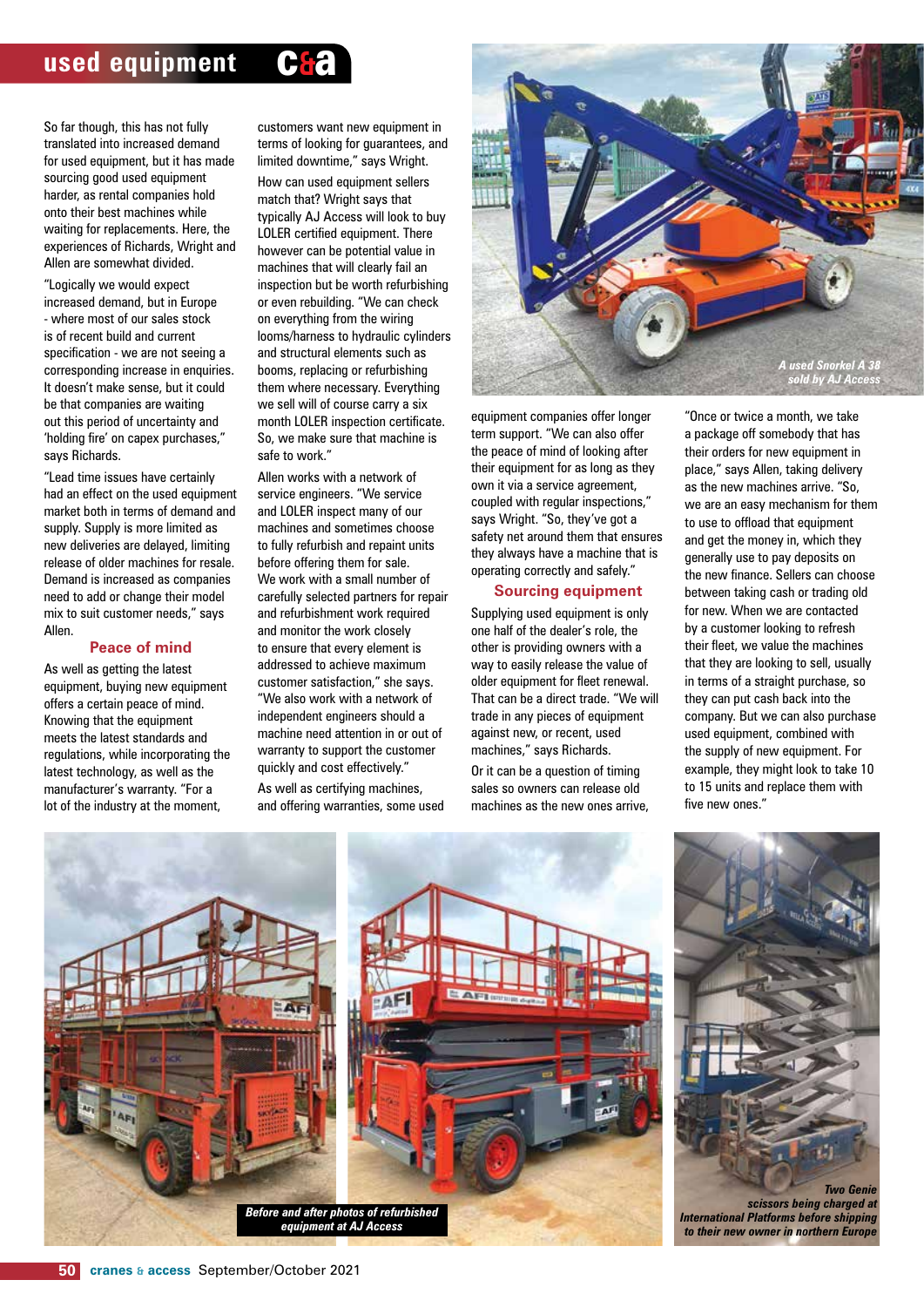So far though, this has not fully translated into increased demand for used equipment, but it has made sourcing good used equipment harder, as rental companies hold onto their best machines while waiting for replacements. Here, the experiences of Richards, Wright and Allen are somewhat divided.

"Logically we would expect increased demand, but in Europe - where most of our sales stock is of recent build and current specification - we are not seeing a corresponding increase in enquiries. It doesn't make sense, but it could be that companies are waiting out this period of uncertainty and 'holding fire' on capex purchases," says Richards.

"Lead time issues have certainly had an effect on the used equipment market both in terms of demand and supply. Supply is more limited as new deliveries are delayed, limiting release of older machines for resale. Demand is increased as companies need to add or change their model mix to suit customer needs," says Allen.

## Peace of mind

As well as getting the latest equipment, buying new equipment offers a certain peace of mind. Knowing that the equipment meets the latest standards and regulations, while incorporating the latest technology, as well as the manufacturer's warranty. "For a lot of the industry at the moment, customers want new equipment in terms of looking for guarantees, and limited downtime," says Wright.

How can used equipment sellers match that? Wright says that typically AJ Access will look to buy LOLER certified equipment. There however can be potential value in machines that will clearly fail an inspection but be worth refurbishing or even rebuilding. "We can check on everything from the wiring looms/harness to hydraulic cylinders and structural elements such as booms, replacing or refurbishing them where necessary. Everything we sell will of course carry a six month LOLER inspection certificate. So, we make sure that machine is safe to work."

Allen works with a network of service engineers. "We service and LOLER inspect many of our machines and sometimes choose to fully refurbish and repaint units before offering them for sale. We work with a small number of carefully selected partners for repair and refurbishment work required and monitor the work closely to ensure that every element is addressed to achieve maximum customer satisfaction," she says. "We also work with a network of independent engineers should a machine need attention in or out of warranty to support the customer quickly and cost effectively."

As well as certifying machines, and offering warranties, some used equipment companies offer longer term support. "We can also offer the peace of mind of looking after their equipment for as long as they own it via a service agreement, coupled with regular inspections," says Wright. "So, they've got a safety net around them that ensures they always have a machine that is operating correctly and safely."

*A used Snorkel A 38 sold by AJ Access*

## Sourcing equipment

Supplying used equipment is only one half of the dealer's role, the other is providing owners with a way to easily release the value of older equipment for fleet renewal. That can be a direct trade. "We will trade in any pieces of equipment against new, or recent, used machines," says Richards.

Or it can be a question of timing sales so owners can release old machines as the new ones arrive, "Once or twice a month, we take a package off somebody that has their orders for new equipment in place," says Allen, taking delivery as the new machines arrive. "So, we are an easy mechanism for them to use to offload that equipment and get the money in, which they generally use to pay deposits on the new finance. Sellers can choose between taking cash or trading old for new. When we are contacted by a customer looking to refresh their fleet, we value the machines that they are looking to sell, usually in terms of a straight purchase, so they can put cash back into the company. But we can also purchase used equipment, combined with the supply of new equipment. For example, they might look to take 10 to 15 units and replace them with five new ones."

*Before and after photos of refurbished equipment at AJ Access*

*Two Genie scissors being charged at International Platforms before shipping to their new owner in northern Europe*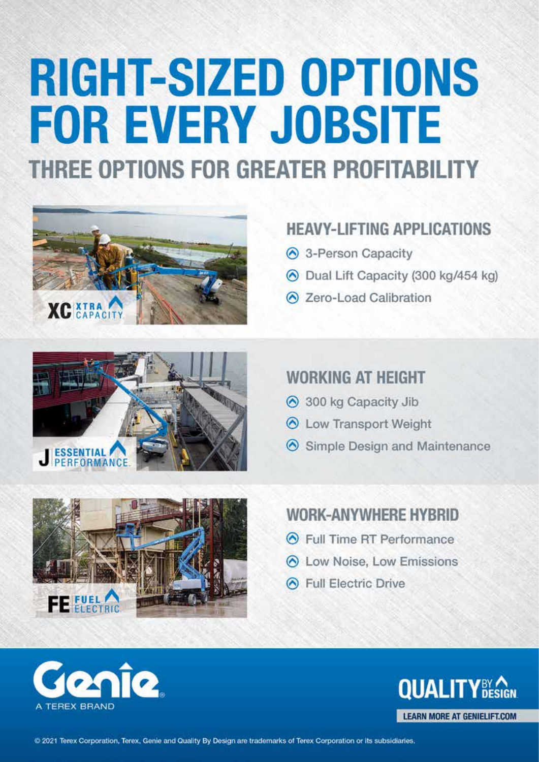# RIGHT-SIZED OPTIONS FOR EVERY JOBSITE

## THREE OPTIONS FOR GREATER PROFITABILITY

XC XTRA CAPACITY

### HEAVY-LIFTING APPLICATIONS

- 3-Person Capacity
- Dual Lift Capacity (300 kg/454 kg)
- Zero-Load Calibration

J ESSENTIAL PERFORMANCE

### WORKING AT HEIGHT

- 300 kg Capacity Jib
- Low Transport Weight
- Simple Design and Maintenance

FE FUEL ELECTRIC

### WORK-ANYWHERE HYBRID

- Full Time RT Performance
- Low Noise, Low Emissions
- Full Electric Drive

Genie® A TEREX BRAND

QUALITY BY DESIGN

LEARN MORE AT GENIELIFT.COM

© 2021 Terex Corporation, Terex, Genie and Quality By Design are trademarks of Terex Corporation or its subsidiaries.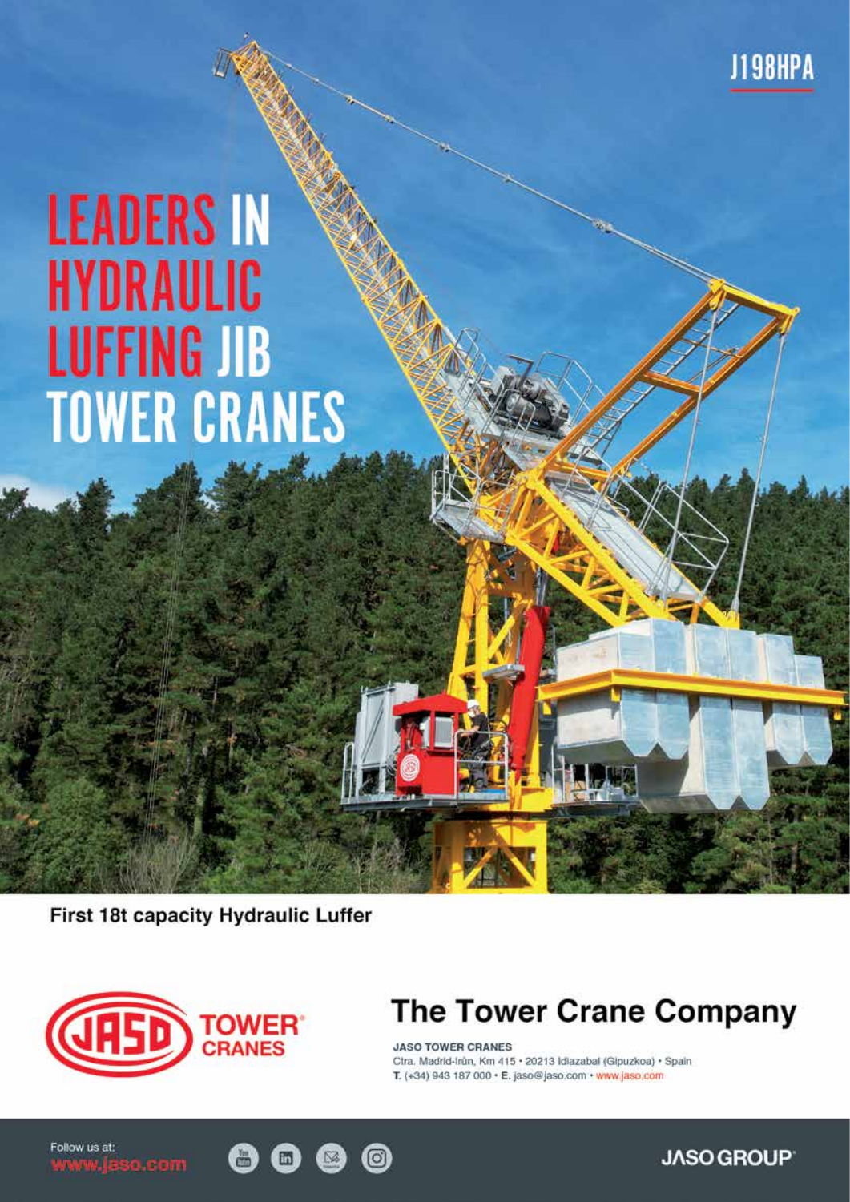J198HPA

# LEADERS IN HYDRAULIC LUFFING JIB TOWER CRANES

**First 18t capacity Hydraulic Luffer**

JASO TOWER CRANES

## The Tower Crane Company

**JASO TOWER CRANES**
Ctra. Madrid-Irún, Km 415 • 20213 Idiazabal (Gipuzkoa) • Spain
T. (+34) 943 187 000 • E. jaso@jaso.com • www.jaso.com

Follow us at:
www.jaso.com

JASO GROUP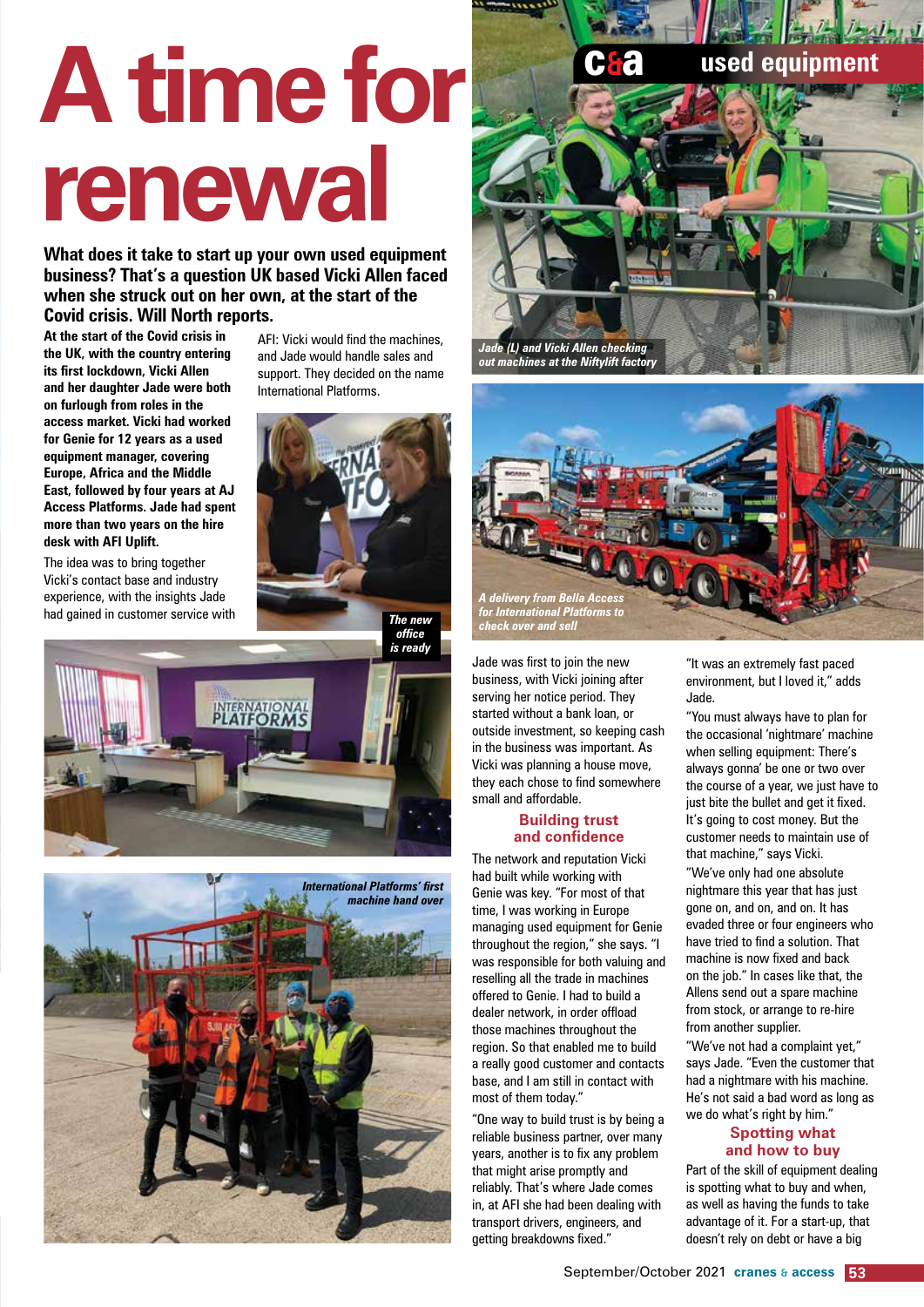# A time for renewal

**What does it take to start up your own used equipment business? That's a question UK based Vicki Allen faced when she struck out on her own, at the start of the Covid crisis. Will North reports.**

**At the start of the Covid crisis in the UK, with the country entering its first lockdown, Vicki Allen and her daughter Jade were both on furlough from roles in the access market. Vicki had worked for Genie for 12 years as a used equipment manager, covering Europe, Africa and the Middle East, followed by four years at AJ Access Platforms. Jade had spent more than two years on the hire desk with AFI Uplift.**

The idea was to bring together Vicki's contact base and industry experience, with the insights Jade had gained in customer service with AFI: Vicki would find the machines, and Jade would handle sales and support. They decided on the name International Platforms.

*The new office is ready*

*International Platforms' first machine hand over*

*Jade (L) and Vicki Allen checking out machines at the Niftylift factory*

*A delivery from Bella Access for International Platforms to check over and sell*

Jade was first to join the new business, with Vicki joining after serving her notice period. They started without a bank loan, or outside investment, so keeping cash in the business was important. As Vicki was planning a house move, they each chose to find somewhere small and affordable.

## Building trust and confidence

The network and reputation Vicki had built while working with Genie was key. "For most of that time, I was working in Europe managing used equipment for Genie throughout the region," she says. "I was responsible for both valuing and reselling all the trade in machines offered to Genie. I had to build a dealer network, in order offload those machines throughout the region. So that enabled me to build a really good customer and contacts base, and I am still in contact with most of them today."

"One way to build trust is by being a reliable business partner, over many years, another is to fix any problem that might arise promptly and reliably. That's where Jade comes in, at AFI she had been dealing with transport drivers, engineers, and getting breakdowns fixed."

"It was an extremely fast paced environment, but I loved it," adds Jade.

"You must always have to plan for the occasional 'nightmare' machine when selling equipment: There's always gonna' be one or two over the course of a year, we just have to just bite the bullet and get it fixed. It's going to cost money. But the customer needs to maintain use of that machine," says Vicki.

"We've only had one absolute nightmare this year that has just gone on, and on, and on. It has evaded three or four engineers who have tried to find a solution. That machine is now fixed and back on the job." In cases like that, the Allens send out a spare machine from stock, or arrange to re-hire from another supplier.

"We've not had a complaint yet," says Jade. "Even the customer that had a nightmare with his machine. He's not said a bad word as long as we do what's right by him."

## Spotting what and how to buy

Part of the skill of equipment dealing is spotting what to buy and when, as well as having the funds to take advantage of it. For a start-up, that doesn't rely on debt or have a big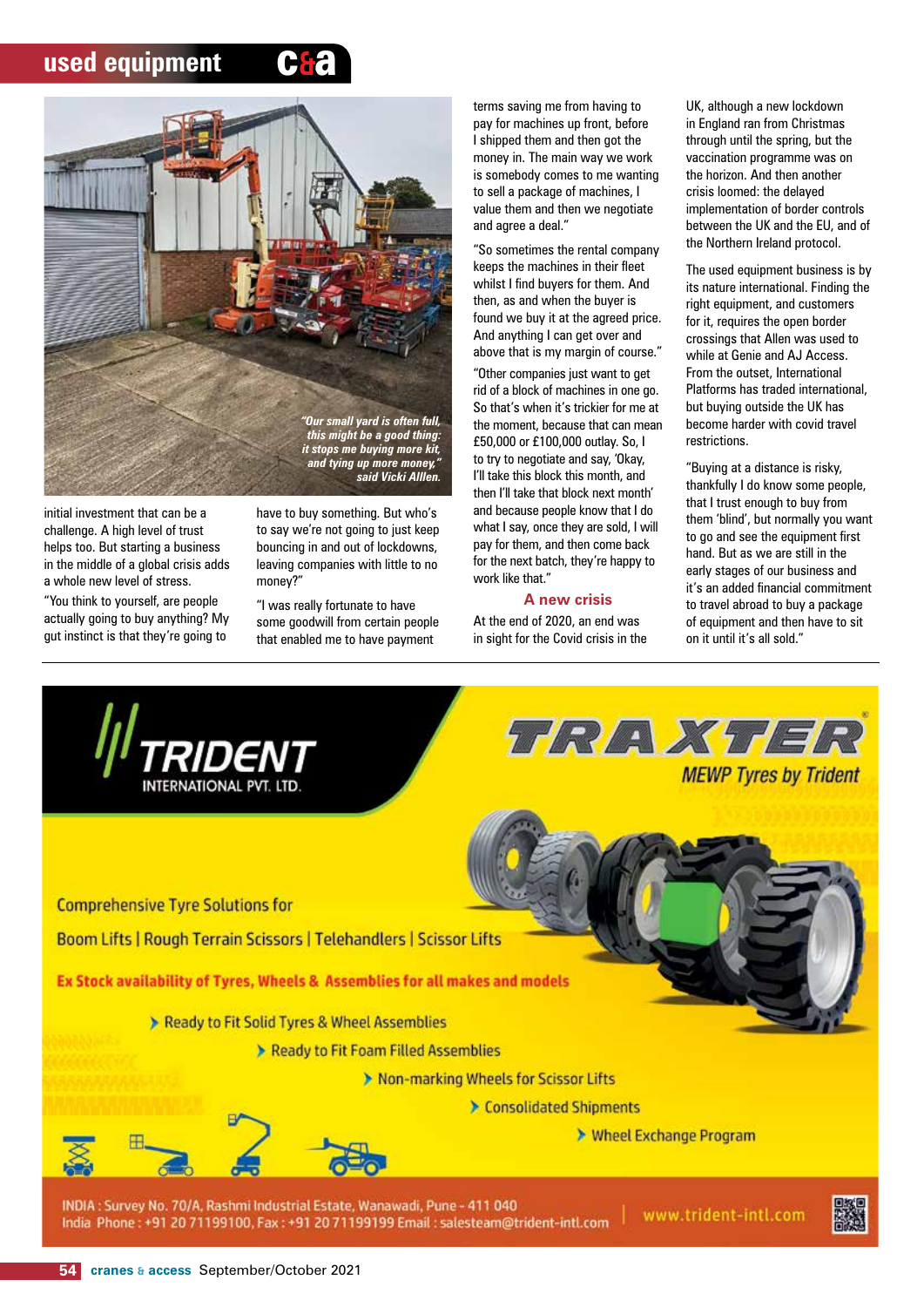*"Our small yard is often full, this might be a good thing: it stops me buying more kit, and tying up more money," said Vicki Alllen.*

initial investment that can be a challenge. A high level of trust helps too. But starting a business in the middle of a global crisis adds a whole new level of stress.

"You think to yourself, are people actually going to buy anything? My gut instinct is that they're going to have to buy something. But who's to say we're not going to just keep bouncing in and out of lockdowns, leaving companies with little to no money?"

"I was really fortunate to have some goodwill from certain people that enabled me to have payment terms saving me from having to pay for machines up front, before I shipped them and then got the money in. The main way we work is somebody comes to me wanting to sell a package of machines, I value them and then we negotiate and agree a deal."

"So sometimes the rental company keeps the machines in their fleet whilst I find buyers for them. And then, as and when the buyer is found we buy it at the agreed price. And anything I can get over and above that is my margin of course."

"Other companies just want to get rid of a block of machines in one go. So that's when it's trickier for me at the moment, because that can mean £50,000 or £100,000 outlay. So, I to try to negotiate and say, 'Okay, I'll take this block this month, and then I'll take that block next month' and because people know that I do what I say, once they are sold, I will pay for them, and then come back for the next batch, they're happy to work like that."

## A new crisis

At the end of 2020, an end was in sight for the Covid crisis in the UK, although a new lockdown in England ran from Christmas through until the spring, but the vaccination programme was on the horizon. And then another crisis loomed: the delayed implementation of border controls between the UK and the EU, and of the Northern Ireland protocol.

The used equipment business is by its nature international. Finding the right equipment, and customers for it, requires the open border crossings that Allen was used to while at Genie and AJ Access. From the outset, International Platforms has traded international, but buying outside the UK has become harder with covid travel restrictions.

"Buying at a distance is risky, thankfully I do know some people, that I trust enough to buy from them 'blind', but normally you want to go and see the equipment first hand. But as we are still in the early stages of our business and it's an added financial commitment to travel abroad to buy a package of equipment and then have to sit on it until it's all sold."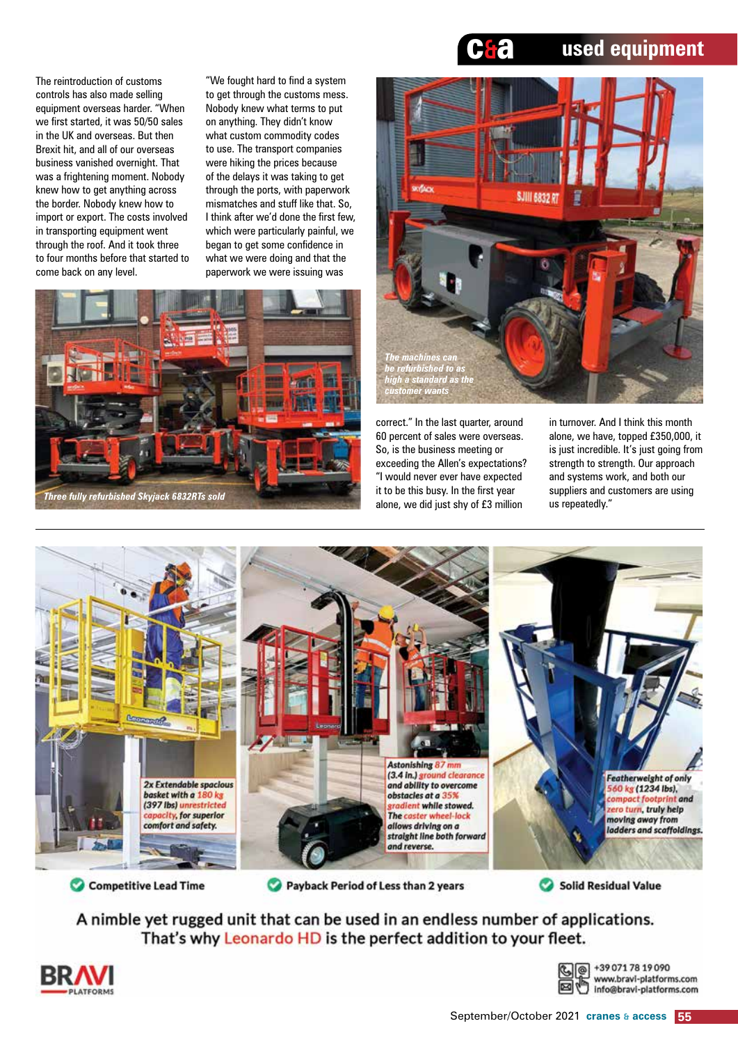The reintroduction of customs controls has also made selling equipment overseas harder. "When we first started, it was 50/50 sales in the UK and overseas. But then Brexit hit, and all of our overseas business vanished overnight. That was a frightening moment. Nobody knew how to get anything across the border. Nobody knew how to import or export. The costs involved in transporting equipment went through the roof. And it took three to four months before that started to come back on any level.

"We fought hard to find a system to get through the customs mess. Nobody knew what terms to put on anything. They didn't know what custom commodity codes to use. The transport companies were hiking the prices because of the delays it was taking to get through the ports, with paperwork mismatches and stuff like that. So, I think after we'd done the first few, which were particularly painful, we began to get some confidence in what we were doing and that the paperwork we were issuing was correct." In the last quarter, around 60 percent of sales were overseas.

*Three fully refurbished Skyjack 6832RTs sold*

*The machines can be refurbished to as high a standard as the customer wants*

So, is the business meeting or exceeding the Allen's expectations? "I would never ever have expected it to be this busy. In the first year alone, we did just shy of £3 million in turnover. And I think this month alone, we have, topped £350,000, it is just incredible. It's just going from strength to strength. Our approach and systems work, and both our suppliers and customers are using us repeatedly."

---

2x Extendable spacious basket with a 180 kg (397 lbs) unrestricted capacity, for superior comfort and safety.

Astonishing 87 mm (3.4 in.) ground clearance and ability to overcome obstacles at a 35% gradient while stowed. The caster wheel-lock allows driving on a straight line both forward and reverse.

Featherweight of only 560 kg (1234 lbs), compact footprint and zero turn, truly help moving away from ladders and scaffoldings.

Competitive Lead Time

Payback Period of Less than 2 years

Solid Residual Value

A nimble yet rugged unit that can be used in an endless number of applications. That's why Leonardo HD is the perfect addition to your fleet.

BRAVI PLATFORMS

+39 071 78 19 090
www.bravi-platforms.com
info@bravi-platforms.com